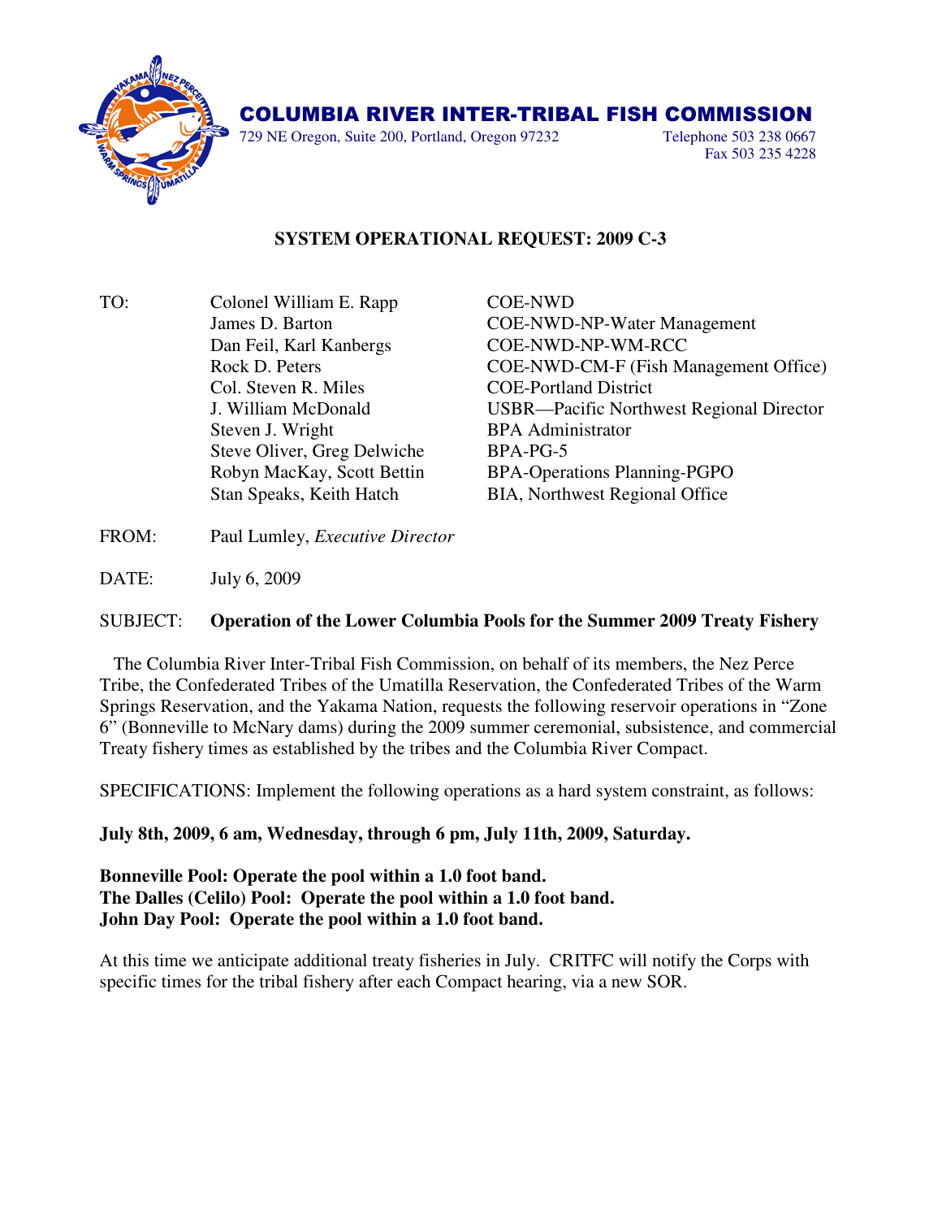# COLUMBIA RIVER INTER-TRIBAL FISH COMMISSION

729 NE Oregon, Suite 200, Portland, Oregon 97232 Telephone 503 238 0667
Fax 503 235 4228

## SYSTEM OPERATIONAL REQUEST: 2009 C-3

| TO: | | |
|---|---|---|
| | Colonel William E. Rapp | COE-NWD |
| | James D. Barton | COE-NWD-NP-Water Management |
| | Dan Feil, Karl Kanbergs | COE-NWD-NP-WM-RCC |
| | Rock D. Peters | COE-NWD-CM-F (Fish Management Office) |
| | Col. Steven R. Miles | COE-Portland District |
| | J. William McDonald | USBR—Pacific Northwest Regional Director |
| | Steven J. Wright | BPA Administrator |
| | Steve Oliver, Greg Delwiche | BPA-PG-5 |
| | Robyn MacKay, Scott Bettin | BPA-Operations Planning-PGPO |
| | Stan Speaks, Keith Hatch | BIA, Northwest Regional Office |

FROM: Paul Lumley, *Executive Director*

DATE: July 6, 2009

SUBJECT: **Operation of the Lower Columbia Pools for the Summer 2009 Treaty Fishery**

The Columbia River Inter-Tribal Fish Commission, on behalf of its members, the Nez Perce Tribe, the Confederated Tribes of the Umatilla Reservation, the Confederated Tribes of the Warm Springs Reservation, and the Yakama Nation, requests the following reservoir operations in "Zone 6" (Bonneville to McNary dams) during the 2009 summer ceremonial, subsistence, and commercial Treaty fishery times as established by the tribes and the Columbia River Compact.

SPECIFICATIONS: Implement the following operations as a hard system constraint, as follows:

**July 8th, 2009, 6 am, Wednesday, through 6 pm, July 11th, 2009, Saturday.**

**Bonneville Pool: Operate the pool within a 1.0 foot band.**
**The Dalles (Celilo) Pool: Operate the pool within a 1.0 foot band.**
**John Day Pool: Operate the pool within a 1.0 foot band.**

At this time we anticipate additional treaty fisheries in July. CRITFC will notify the Corps with specific times for the tribal fishery after each Compact hearing, via a new SOR.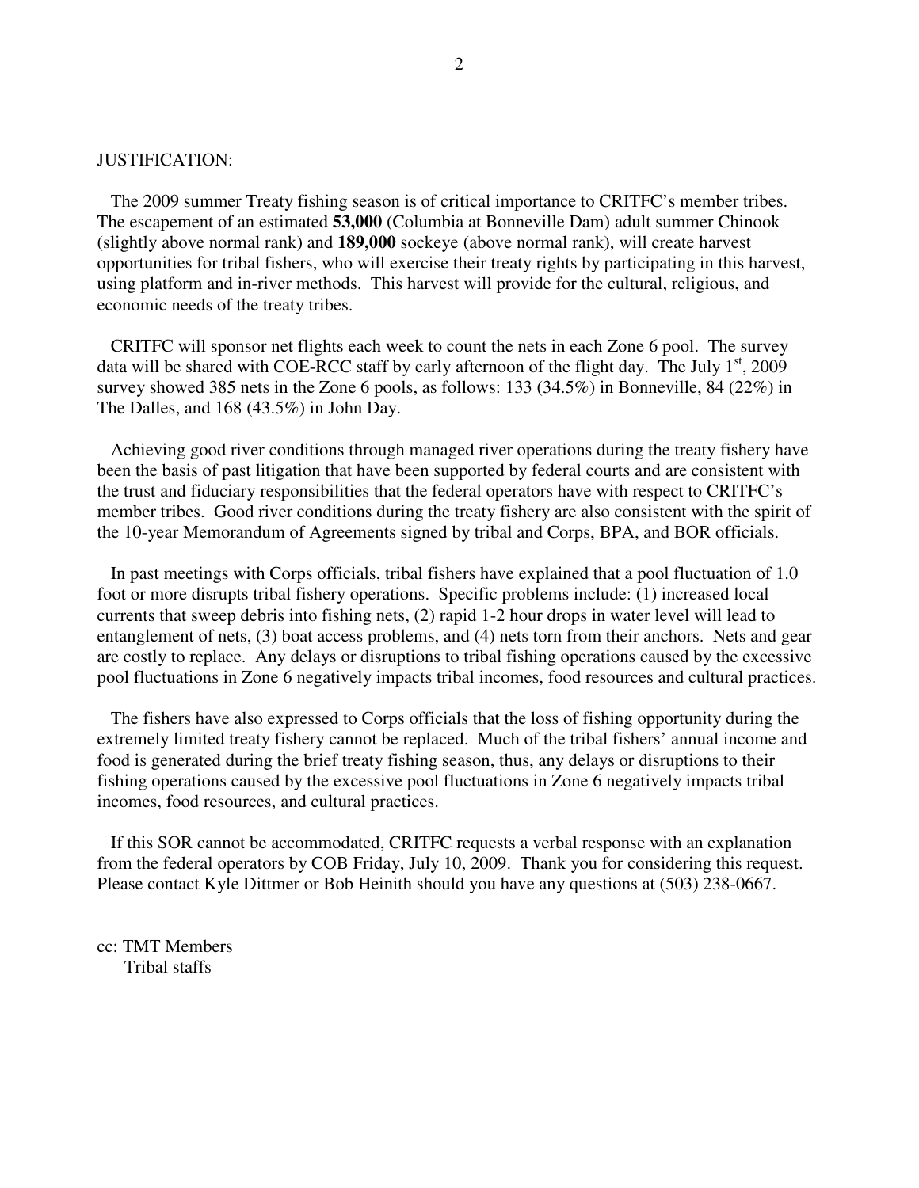JUSTIFICATION:

The 2009 summer Treaty fishing season is of critical importance to CRITFC's member tribes. The escapement of an estimated **53,000** (Columbia at Bonneville Dam) adult summer Chinook (slightly above normal rank) and **189,000** sockeye (above normal rank), will create harvest opportunities for tribal fishers, who will exercise their treaty rights by participating in this harvest, using platform and in-river methods. This harvest will provide for the cultural, religious, and economic needs of the treaty tribes.

CRITFC will sponsor net flights each week to count the nets in each Zone 6 pool. The survey data will be shared with COE-RCC staff by early afternoon of the flight day. The July 1st, 2009 survey showed 385 nets in the Zone 6 pools, as follows: 133 (34.5%) in Bonneville, 84 (22%) in The Dalles, and 168 (43.5%) in John Day.

Achieving good river conditions through managed river operations during the treaty fishery have been the basis of past litigation that have been supported by federal courts and are consistent with the trust and fiduciary responsibilities that the federal operators have with respect to CRITFC's member tribes. Good river conditions during the treaty fishery are also consistent with the spirit of the 10-year Memorandum of Agreements signed by tribal and Corps, BPA, and BOR officials.

In past meetings with Corps officials, tribal fishers have explained that a pool fluctuation of 1.0 foot or more disrupts tribal fishery operations. Specific problems include: (1) increased local currents that sweep debris into fishing nets, (2) rapid 1-2 hour drops in water level will lead to entanglement of nets, (3) boat access problems, and (4) nets torn from their anchors. Nets and gear are costly to replace. Any delays or disruptions to tribal fishing operations caused by the excessive pool fluctuations in Zone 6 negatively impacts tribal incomes, food resources and cultural practices.

The fishers have also expressed to Corps officials that the loss of fishing opportunity during the extremely limited treaty fishery cannot be replaced. Much of the tribal fishers' annual income and food is generated during the brief treaty fishing season, thus, any delays or disruptions to their fishing operations caused by the excessive pool fluctuations in Zone 6 negatively impacts tribal incomes, food resources, and cultural practices.

If this SOR cannot be accommodated, CRITFC requests a verbal response with an explanation from the federal operators by COB Friday, July 10, 2009. Thank you for considering this request. Please contact Kyle Dittmer or Bob Heinith should you have any questions at (503) 238-0667.

cc: TMT Members
Tribal staffs